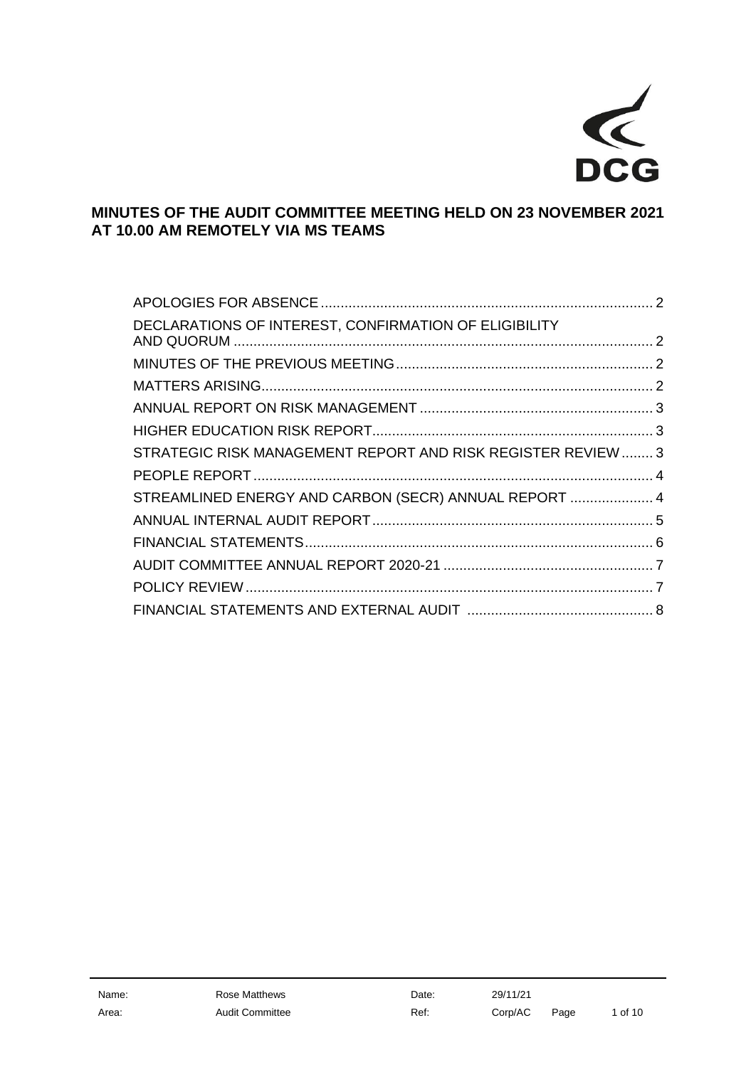DCG

# MINUTES OF THE AUDIT COMMITTEE MEETING HELD ON 23 NOVEMBER 2021 AT 10.00 AM REMOTELY VIA MS TEAMS

| | |
|---|---|
| APOLOGIES FOR ABSENCE | 2 |
| DECLARATIONS OF INTEREST, CONFIRMATION OF ELIGIBILITY AND QUORUM | 2 |
| MINUTES OF THE PREVIOUS MEETING | 2 |
| MATTERS ARISING | 2 |
| ANNUAL REPORT ON RISK MANAGEMENT | 3 |
| HIGHER EDUCATION RISK REPORT | 3 |
| STRATEGIC RISK MANAGEMENT REPORT AND RISK REGISTER REVIEW | 3 |
| PEOPLE REPORT | 4 |
| STREAMLINED ENERGY AND CARBON (SECR) ANNUAL REPORT | 4 |
| ANNUAL INTERNAL AUDIT REPORT | 5 |
| FINANCIAL STATEMENTS | 6 |
| AUDIT COMMITTEE ANNUAL REPORT 2020-21 | 7 |
| POLICY REVIEW | 7 |
| FINANCIAL STATEMENTS AND EXTERNAL AUDIT | 8 |

| | | | |
|---|---|---|---|
| Name: | Rose Matthews | Date: | 29/11/21 |
| Area: | Audit Committee | Ref: | Corp/AC |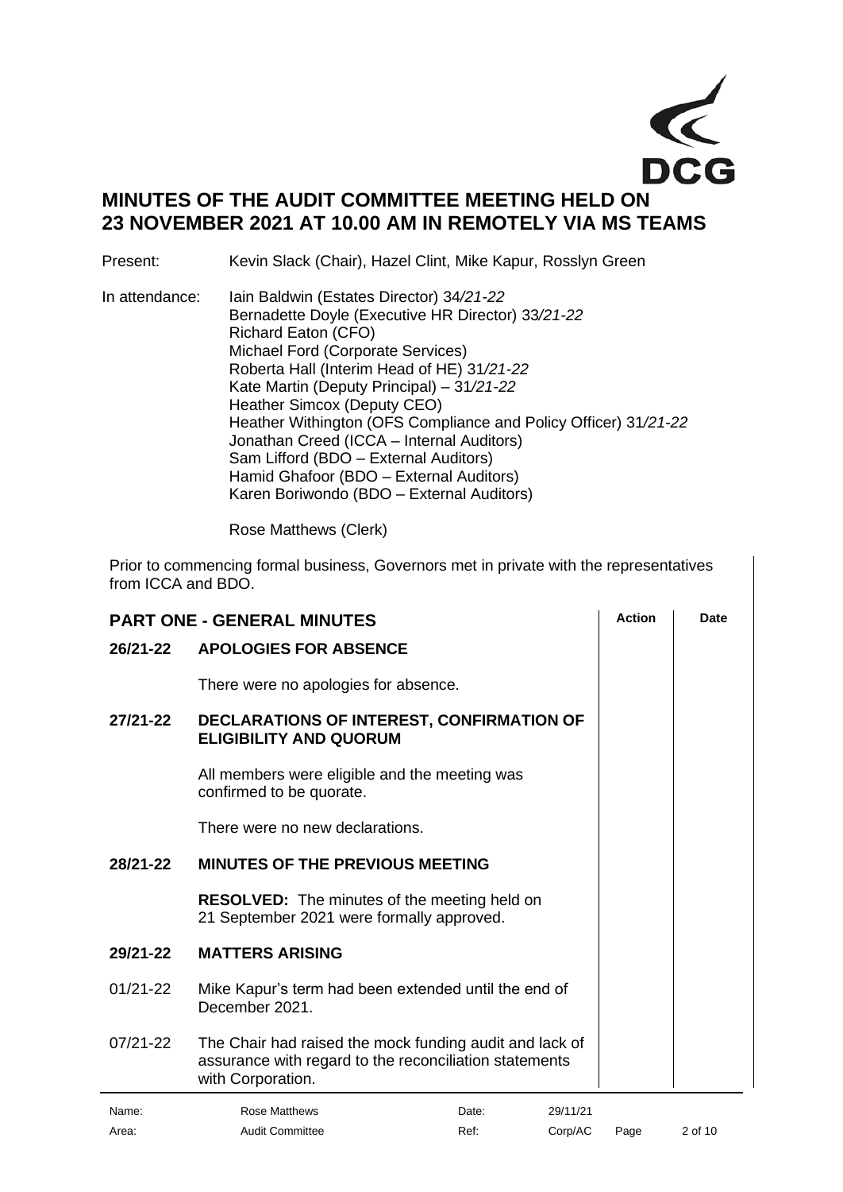# MINUTES OF THE AUDIT COMMITTEE MEETING HELD ON 23 NOVEMBER 2021 AT 10.00 AM IN REMOTELY VIA MS TEAMS

Present: Kevin Slack (Chair), Hazel Clint, Mike Kapur, Rosslyn Green

In attendance:
Iain Baldwin (Estates Director) 34*/21-22*
Bernadette Doyle (Executive HR Director) 33*/21-22*
Richard Eaton (CFO)
Michael Ford (Corporate Services)
Roberta Hall (Interim Head of HE) 31*/21-22*
Kate Martin (Deputy Principal) – 31*/21-22*
Heather Simcox (Deputy CEO)
Heather Withington (OFS Compliance and Policy Officer) 31*/21-22*
Jonathan Creed (ICCA – Internal Auditors)
Sam Lifford (BDO – External Auditors)
Hamid Ghafoor (BDO – External Auditors)
Karen Boriwondo (BDO – External Auditors)

Rose Matthews (Clerk)

Prior to commencing formal business, Governors met in private with the representatives from ICCA and BDO.

| **PART ONE - GENERAL MINUTES** | | **Action** | **Date** |
|---|---|---|---|
| **26/21-22** | **APOLOGIES FOR ABSENCE** | | |
| | There were no apologies for absence. | | |
| **27/21-22** | **DECLARATIONS OF INTEREST, CONFIRMATION OF ELIGIBILITY AND QUORUM** | | |
| | All members were eligible and the meeting was confirmed to be quorate. | | |
| | There were no new declarations. | | |
| **28/21-22** | **MINUTES OF THE PREVIOUS MEETING** | | |
| | **RESOLVED:** The minutes of the meeting held on 21 September 2021 were formally approved. | | |
| **29/21-22** | **MATTERS ARISING** | | |
| 01/21-22 | Mike Kapur's term had been extended until the end of December 2021. | | |
| 07/21-22 | The Chair had raised the mock funding audit and lack of assurance with regard to the reconciliation statements with Corporation. | | |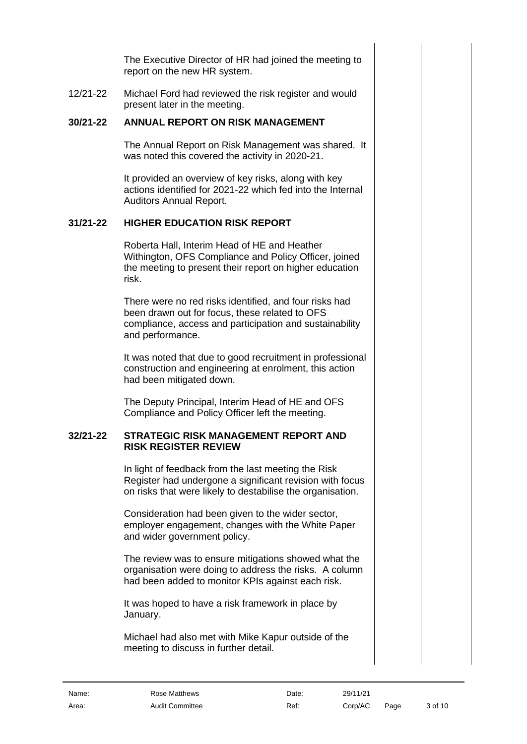The Executive Director of HR had joined the meeting to report on the new HR system.

12/21-22 Michael Ford had reviewed the risk register and would present later in the meeting.

**30/21-22 ANNUAL REPORT ON RISK MANAGEMENT**

The Annual Report on Risk Management was shared. It was noted this covered the activity in 2020-21.

It provided an overview of key risks, along with key actions identified for 2021-22 which fed into the Internal Auditors Annual Report.

**31/21-22 HIGHER EDUCATION RISK REPORT**

Roberta Hall, Interim Head of HE and Heather Withington, OFS Compliance and Policy Officer, joined the meeting to present their report on higher education risk.

There were no red risks identified, and four risks had been drawn out for focus, these related to OFS compliance, access and participation and sustainability and performance.

It was noted that due to good recruitment in professional construction and engineering at enrolment, this action had been mitigated down.

The Deputy Principal, Interim Head of HE and OFS Compliance and Policy Officer left the meeting.

**32/21-22 STRATEGIC RISK MANAGEMENT REPORT AND RISK REGISTER REVIEW**

In light of feedback from the last meeting the Risk Register had undergone a significant revision with focus on risks that were likely to destabilise the organisation.

Consideration had been given to the wider sector, employer engagement, changes with the White Paper and wider government policy.

The review was to ensure mitigations showed what the organisation were doing to address the risks. A column had been added to monitor KPIs against each risk.

It was hoped to have a risk framework in place by January.

Michael had also met with Mike Kapur outside of the meeting to discuss in further detail.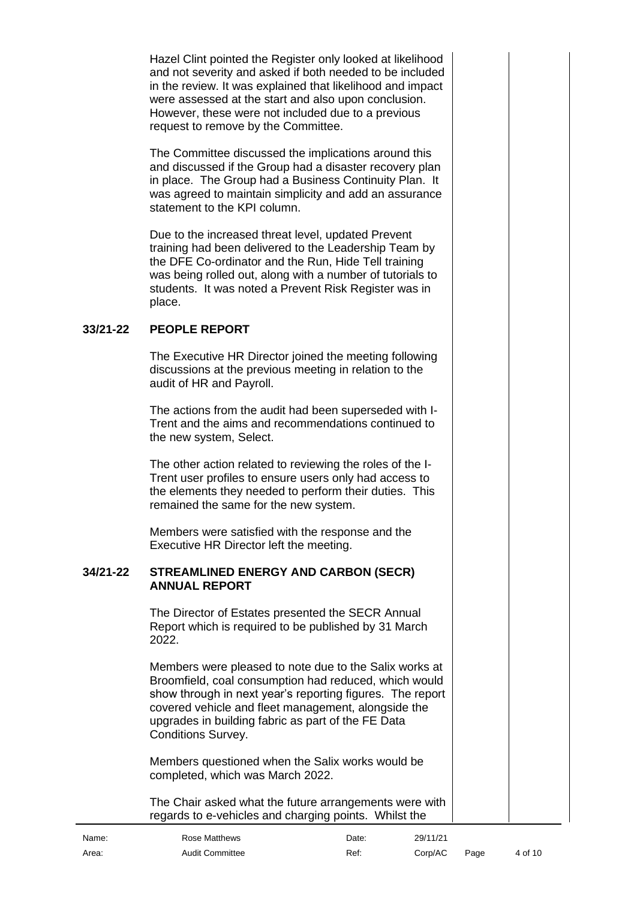Hazel Clint pointed the Register only looked at likelihood and not severity and asked if both needed to be included in the review. It was explained that likelihood and impact were assessed at the start and also upon conclusion. However, these were not included due to a previous request to remove by the Committee.

The Committee discussed the implications around this and discussed if the Group had a disaster recovery plan in place. The Group had a Business Continuity Plan. It was agreed to maintain simplicity and add an assurance statement to the KPI column.

Due to the increased threat level, updated Prevent training had been delivered to the Leadership Team by the DFE Co-ordinator and the Run, Hide Tell training was being rolled out, along with a number of tutorials to students. It was noted a Prevent Risk Register was in place.

## 33/21-22 PEOPLE REPORT

The Executive HR Director joined the meeting following discussions at the previous meeting in relation to the audit of HR and Payroll.

The actions from the audit had been superseded with I-Trent and the aims and recommendations continued to the new system, Select.

The other action related to reviewing the roles of the I-Trent user profiles to ensure users only had access to the elements they needed to perform their duties. This remained the same for the new system.

Members were satisfied with the response and the Executive HR Director left the meeting.

## 34/21-22 STREAMLINED ENERGY AND CARBON (SECR) ANNUAL REPORT

The Director of Estates presented the SECR Annual Report which is required to be published by 31 March 2022.

Members were pleased to note due to the Salix works at Broomfield, coal consumption had reduced, which would show through in next year's reporting figures. The report covered vehicle and fleet management, alongside the upgrades in building fabric as part of the FE Data Conditions Survey.

Members questioned when the Salix works would be completed, which was March 2022.

The Chair asked what the future arrangements were with regards to e-vehicles and charging points. Whilst the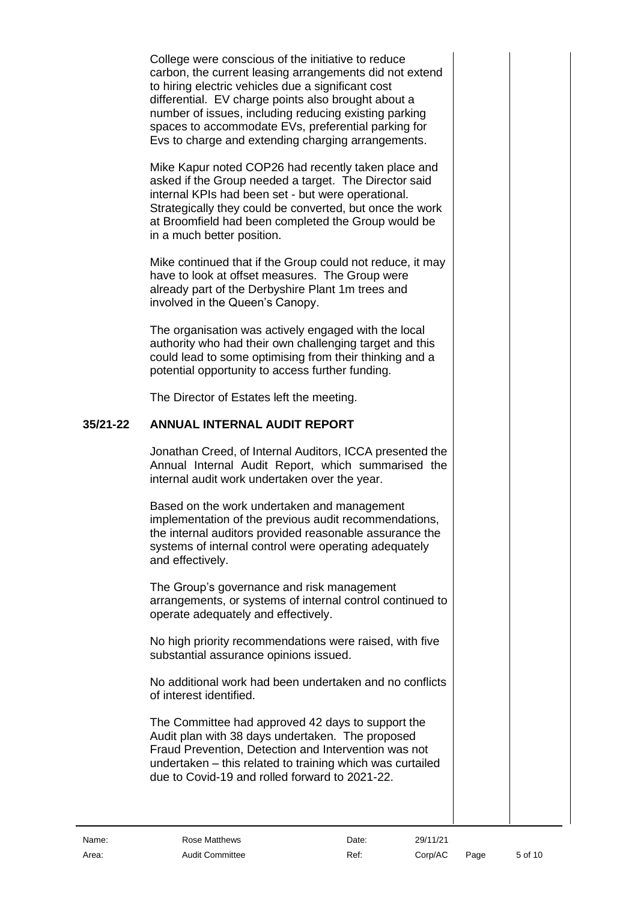College were conscious of the initiative to reduce carbon, the current leasing arrangements did not extend to hiring electric vehicles due a significant cost differential. EV charge points also brought about a number of issues, including reducing existing parking spaces to accommodate EVs, preferential parking for Evs to charge and extending charging arrangements.

Mike Kapur noted COP26 had recently taken place and asked if the Group needed a target. The Director said internal KPIs had been set - but were operational. Strategically they could be converted, but once the work at Broomfield had been completed the Group would be in a much better position.

Mike continued that if the Group could not reduce, it may have to look at offset measures. The Group were already part of the Derbyshire Plant 1m trees and involved in the Queen's Canopy.

The organisation was actively engaged with the local authority who had their own challenging target and this could lead to some optimising from their thinking and a potential opportunity to access further funding.

The Director of Estates left the meeting.

## 35/21-22 ANNUAL INTERNAL AUDIT REPORT

Jonathan Creed, of Internal Auditors, ICCA presented the Annual Internal Audit Report, which summarised the internal audit work undertaken over the year.

Based on the work undertaken and management implementation of the previous audit recommendations, the internal auditors provided reasonable assurance the systems of internal control were operating adequately and effectively.

The Group's governance and risk management arrangements, or systems of internal control continued to operate adequately and effectively.

No high priority recommendations were raised, with five substantial assurance opinions issued.

No additional work had been undertaken and no conflicts of interest identified.

The Committee had approved 42 days to support the Audit plan with 38 days undertaken. The proposed Fraud Prevention, Detection and Intervention was not undertaken – this related to training which was curtailed due to Covid-19 and rolled forward to 2021-22.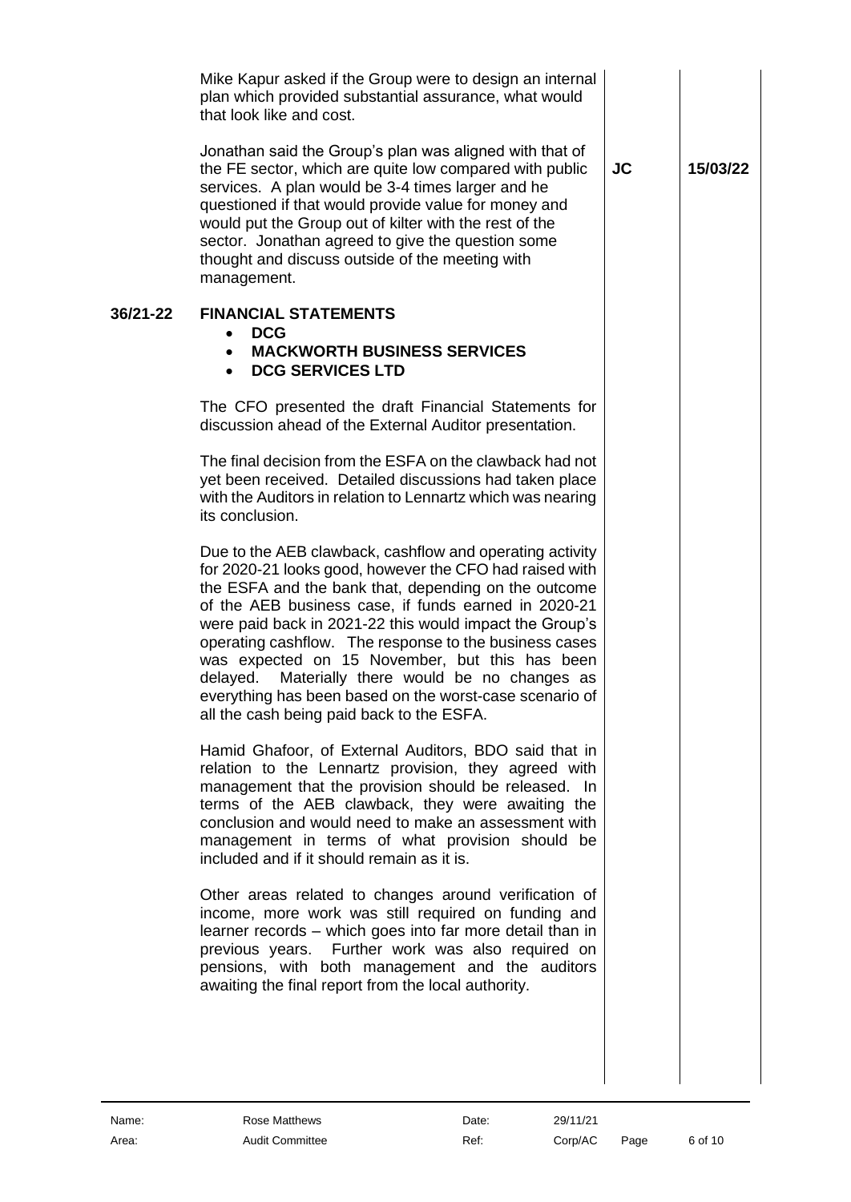| | | | |
|---|---|---|---|
| | Mike Kapur asked if the Group were to design an internal plan which provided substantial assurance, what would that look like and cost.<br><br>Jonathan said the Group's plan was aligned with that of the FE sector, which are quite low compared with public services. A plan would be 3-4 times larger and he questioned if that would provide value for money and would put the Group out of kilter with the rest of the sector. Jonathan agreed to give the question some thought and discuss outside of the meeting with management. | **JC** | **15/03/22** |
| **36/21-22** | **FINANCIAL STATEMENTS**<br>• **DCG**<br>• **MACKWORTH BUSINESS SERVICES**<br>• **DCG SERVICES LTD**<br><br>The CFO presented the draft Financial Statements for discussion ahead of the External Auditor presentation.<br><br>The final decision from the ESFA on the clawback had not yet been received. Detailed discussions had taken place with the Auditors in relation to Lennartz which was nearing its conclusion.<br><br>Due to the AEB clawback, cashflow and operating activity for 2020-21 looks good, however the CFO had raised with the ESFA and the bank that, depending on the outcome of the AEB business case, if funds earned in 2020-21 were paid back in 2021-22 this would impact the Group's operating cashflow. The response to the business cases was expected on 15 November, but this has been delayed. Materially there would be no changes as everything has been based on the worst-case scenario of all the cash being paid back to the ESFA.<br><br>Hamid Ghafoor, of External Auditors, BDO said that in relation to the Lennartz provision, they agreed with management that the provision should be released. In terms of the AEB clawback, they were awaiting the conclusion and would need to make an assessment with management in terms of what provision should be included and if it should remain as it is.<br><br>Other areas related to changes around verification of income, more work was still required on funding and learner records – which goes into far more detail than in previous years. Further work was also required on pensions, with both management and the auditors awaiting the final report from the local authority. | | |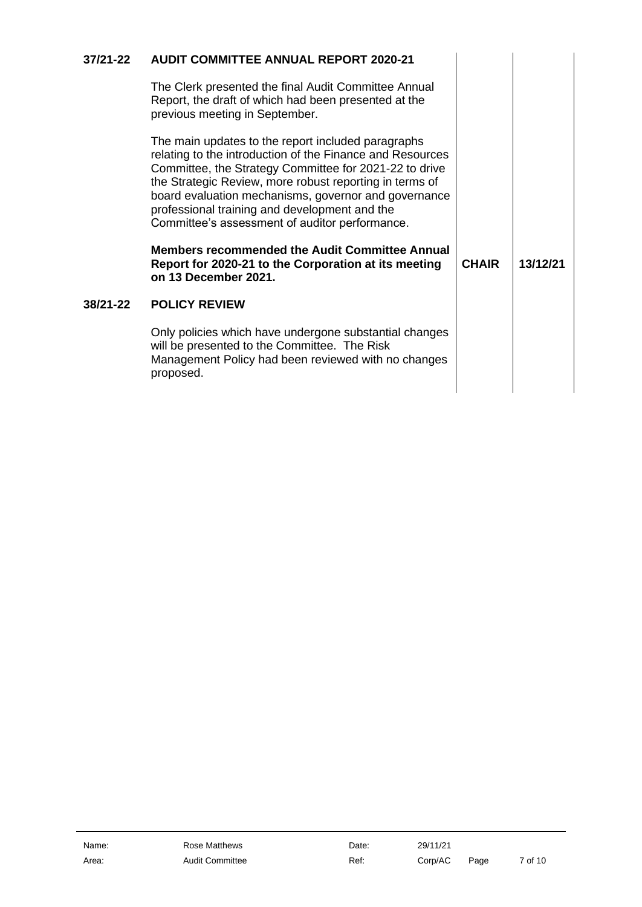## 37/21-22 AUDIT COMMITTEE ANNUAL REPORT 2020-21

The Clerk presented the final Audit Committee Annual Report, the draft of which had been presented at the previous meeting in September.

The main updates to the report included paragraphs relating to the introduction of the Finance and Resources Committee, the Strategy Committee for 2021-22 to drive the Strategic Review, more robust reporting in terms of board evaluation mechanisms, governor and governance professional training and development and the Committee's assessment of auditor performance.

| | Action | Date |
|---|---|---|
| **Members recommended the Audit Committee Annual Report for 2020-21 to the Corporation at its meeting on 13 December 2021.** | **CHAIR** | **13/12/21** |

## 38/21-22 POLICY REVIEW

Only policies which have undergone substantial changes will be presented to the Committee. The Risk Management Policy had been reviewed with no changes proposed.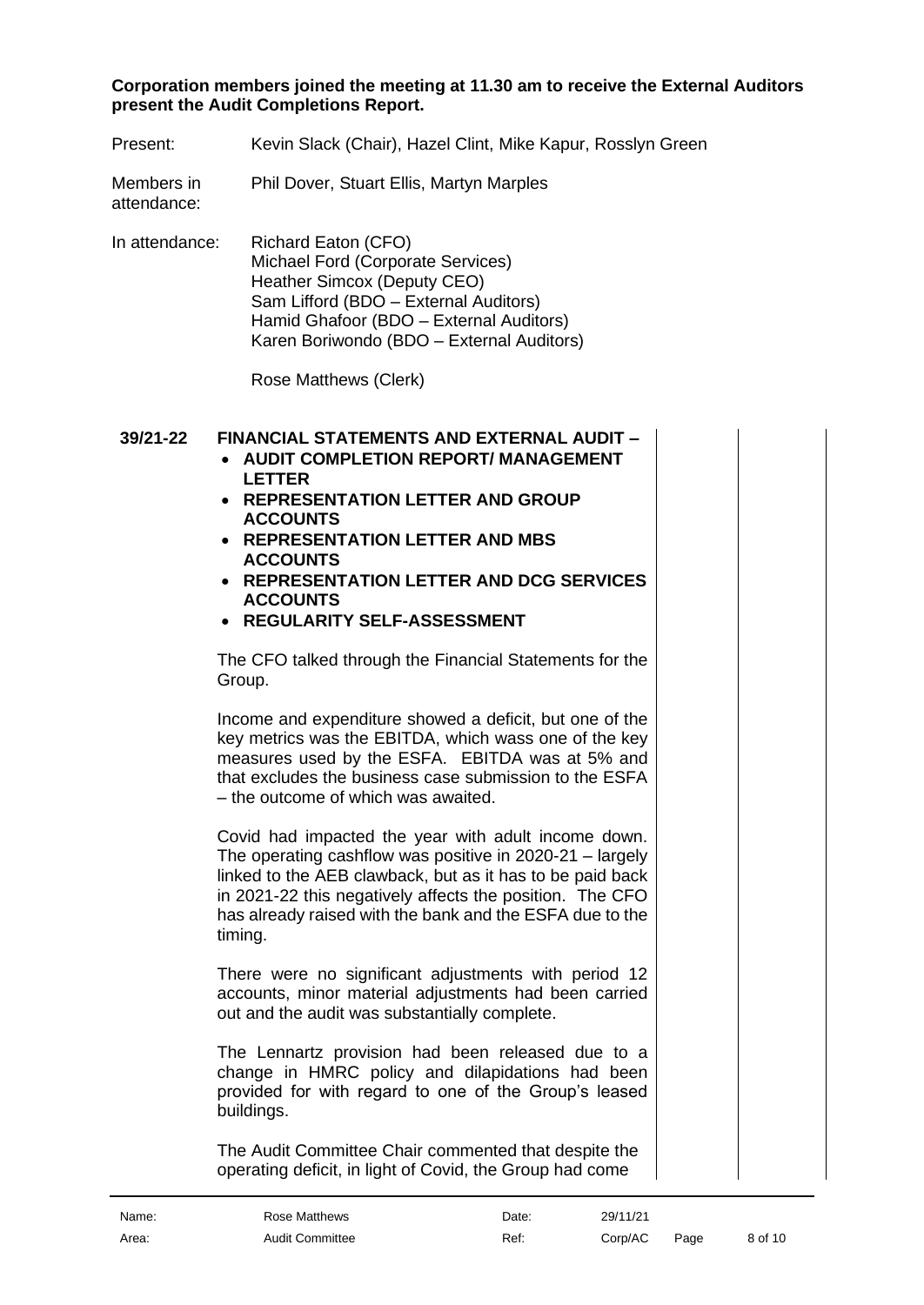**Corporation members joined the meeting at 11.30 am to receive the External Auditors present the Audit Completions Report.**

Present: Kevin Slack (Chair), Hazel Clint, Mike Kapur, Rosslyn Green

Members in attendance: Phil Dover, Stuart Ellis, Martyn Marples

In attendance: Richard Eaton (CFO)
Michael Ford (Corporate Services)
Heather Simcox (Deputy CEO)
Sam Lifford (BDO – External Auditors)
Hamid Ghafoor (BDO – External Auditors)
Karen Boriwondo (BDO – External Auditors)

Rose Matthews (Clerk)

**39/21-22 FINANCIAL STATEMENTS AND EXTERNAL AUDIT –**

- **AUDIT COMPLETION REPORT/ MANAGEMENT LETTER**
- **REPRESENTATION LETTER AND GROUP ACCOUNTS**
- **REPRESENTATION LETTER AND MBS ACCOUNTS**
- **REPRESENTATION LETTER AND DCG SERVICES ACCOUNTS**
- **REGULARITY SELF-ASSESSMENT**

The CFO talked through the Financial Statements for the Group.

Income and expenditure showed a deficit, but one of the key metrics was the EBITDA, which wass one of the key measures used by the ESFA. EBITDA was at 5% and that excludes the business case submission to the ESFA – the outcome of which was awaited.

Covid had impacted the year with adult income down. The operating cashflow was positive in 2020-21 – largely linked to the AEB clawback, but as it has to be paid back in 2021-22 this negatively affects the position. The CFO has already raised with the bank and the ESFA due to the timing.

There were no significant adjustments with period 12 accounts, minor material adjustments had been carried out and the audit was substantially complete.

The Lennartz provision had been released due to a change in HMRC policy and dilapidations had been provided for with regard to one of the Group's leased buildings.

The Audit Committee Chair commented that despite the operating deficit, in light of Covid, the Group had come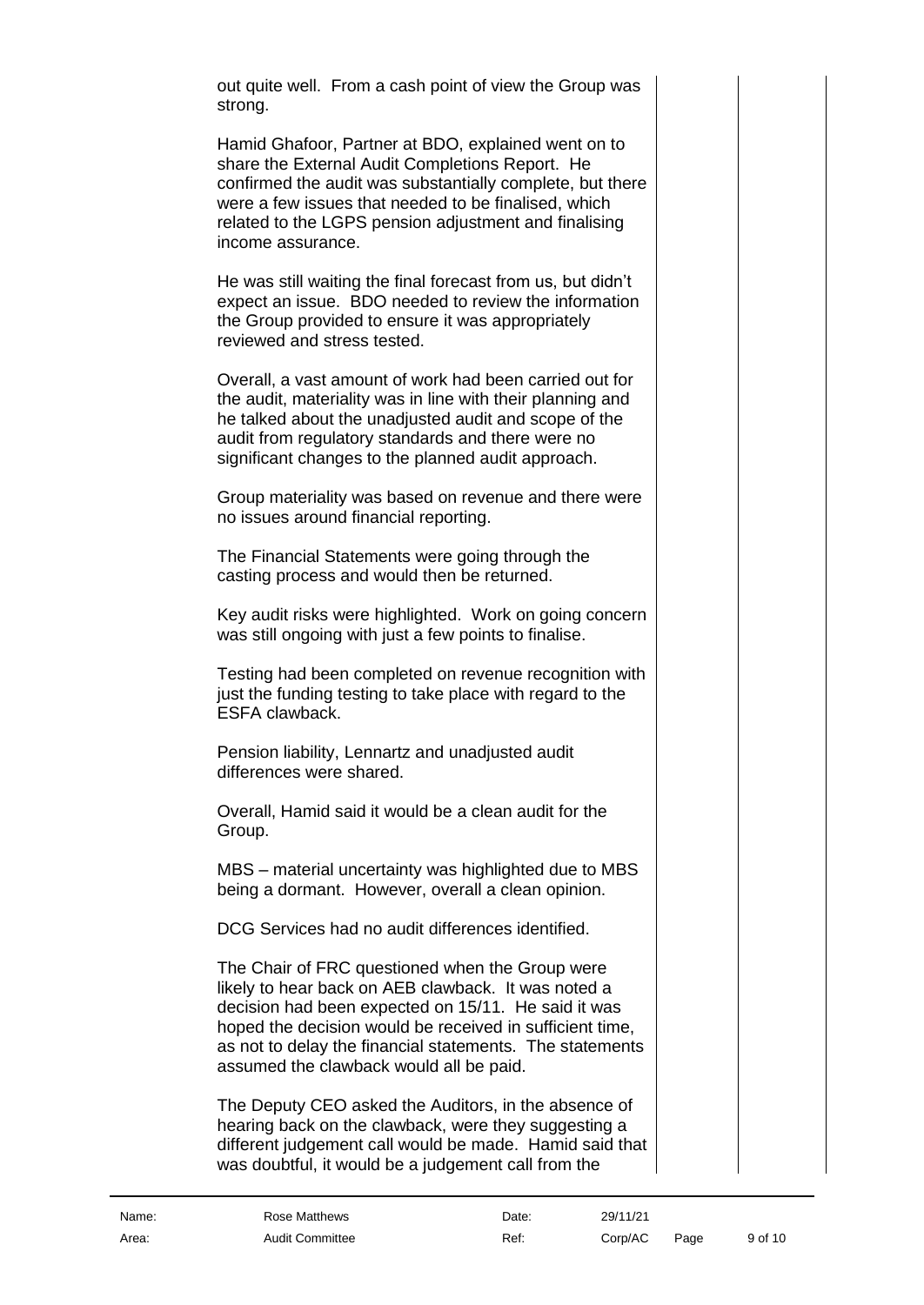out quite well. From a cash point of view the Group was strong.

Hamid Ghafoor, Partner at BDO, explained went on to share the External Audit Completions Report. He confirmed the audit was substantially complete, but there were a few issues that needed to be finalised, which related to the LGPS pension adjustment and finalising income assurance.

He was still waiting the final forecast from us, but didn't expect an issue. BDO needed to review the information the Group provided to ensure it was appropriately reviewed and stress tested.

Overall, a vast amount of work had been carried out for the audit, materiality was in line with their planning and he talked about the unadjusted audit and scope of the audit from regulatory standards and there were no significant changes to the planned audit approach.

Group materiality was based on revenue and there were no issues around financial reporting.

The Financial Statements were going through the casting process and would then be returned.

Key audit risks were highlighted. Work on going concern was still ongoing with just a few points to finalise.

Testing had been completed on revenue recognition with just the funding testing to take place with regard to the ESFA clawback.

Pension liability, Lennartz and unadjusted audit differences were shared.

Overall, Hamid said it would be a clean audit for the Group.

MBS – material uncertainty was highlighted due to MBS being a dormant. However, overall a clean opinion.

DCG Services had no audit differences identified.

The Chair of FRC questioned when the Group were likely to hear back on AEB clawback. It was noted a decision had been expected on 15/11. He said it was hoped the decision would be received in sufficient time, as not to delay the financial statements. The statements assumed the clawback would all be paid.

The Deputy CEO asked the Auditors, in the absence of hearing back on the clawback, were they suggesting a different judgement call would be made. Hamid said that was doubtful, it would be a judgement call from the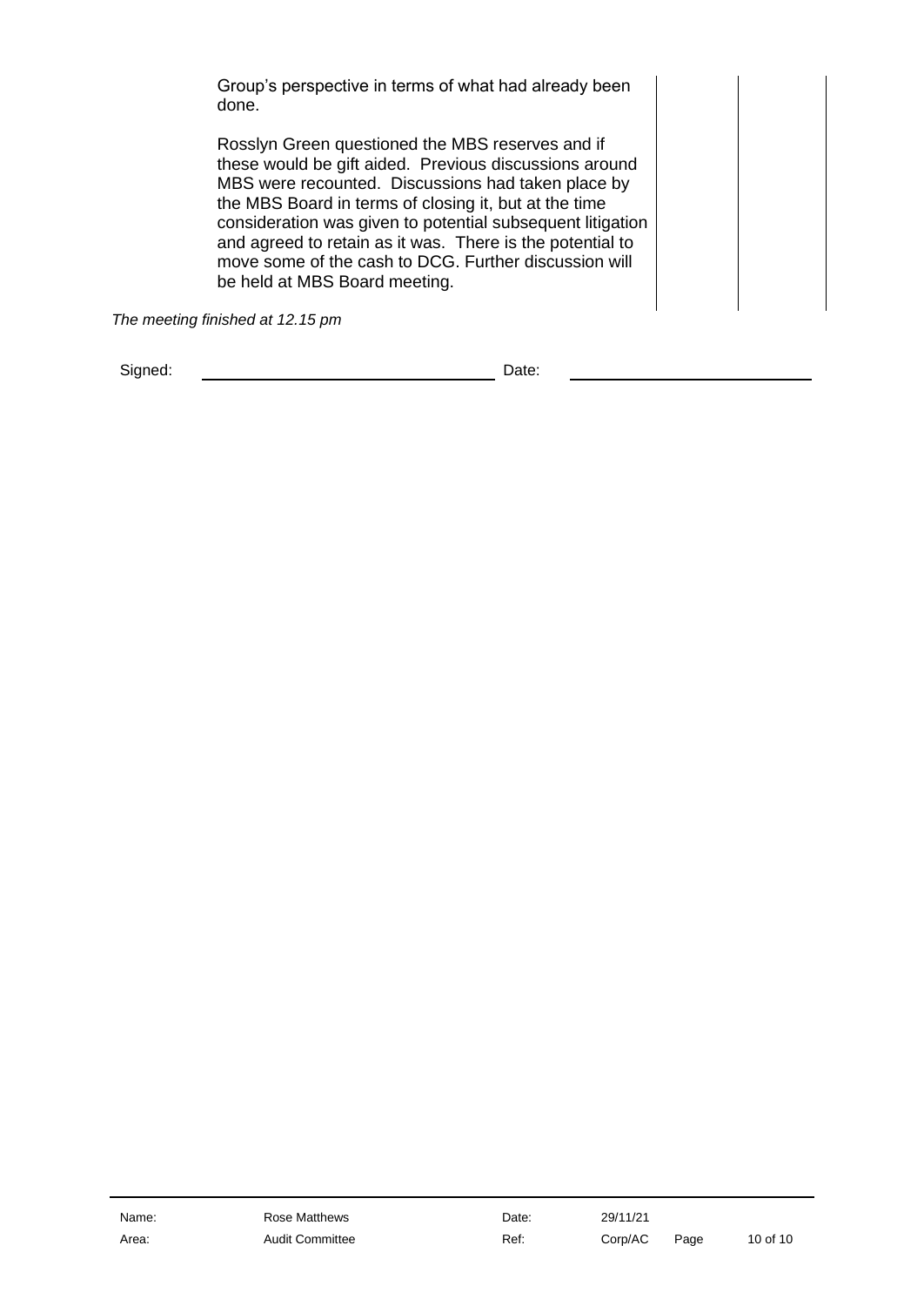Group's perspective in terms of what had already been done.

Rosslyn Green questioned the MBS reserves and if these would be gift aided. Previous discussions around MBS were recounted. Discussions had taken place by the MBS Board in terms of closing it, but at the time consideration was given to potential subsequent litigation and agreed to retain as it was. There is the potential to move some of the cash to DCG. Further discussion will be held at MBS Board meeting.

*The meeting finished at 12.15 pm*

Signed: ______________________________ Date: ______________________________